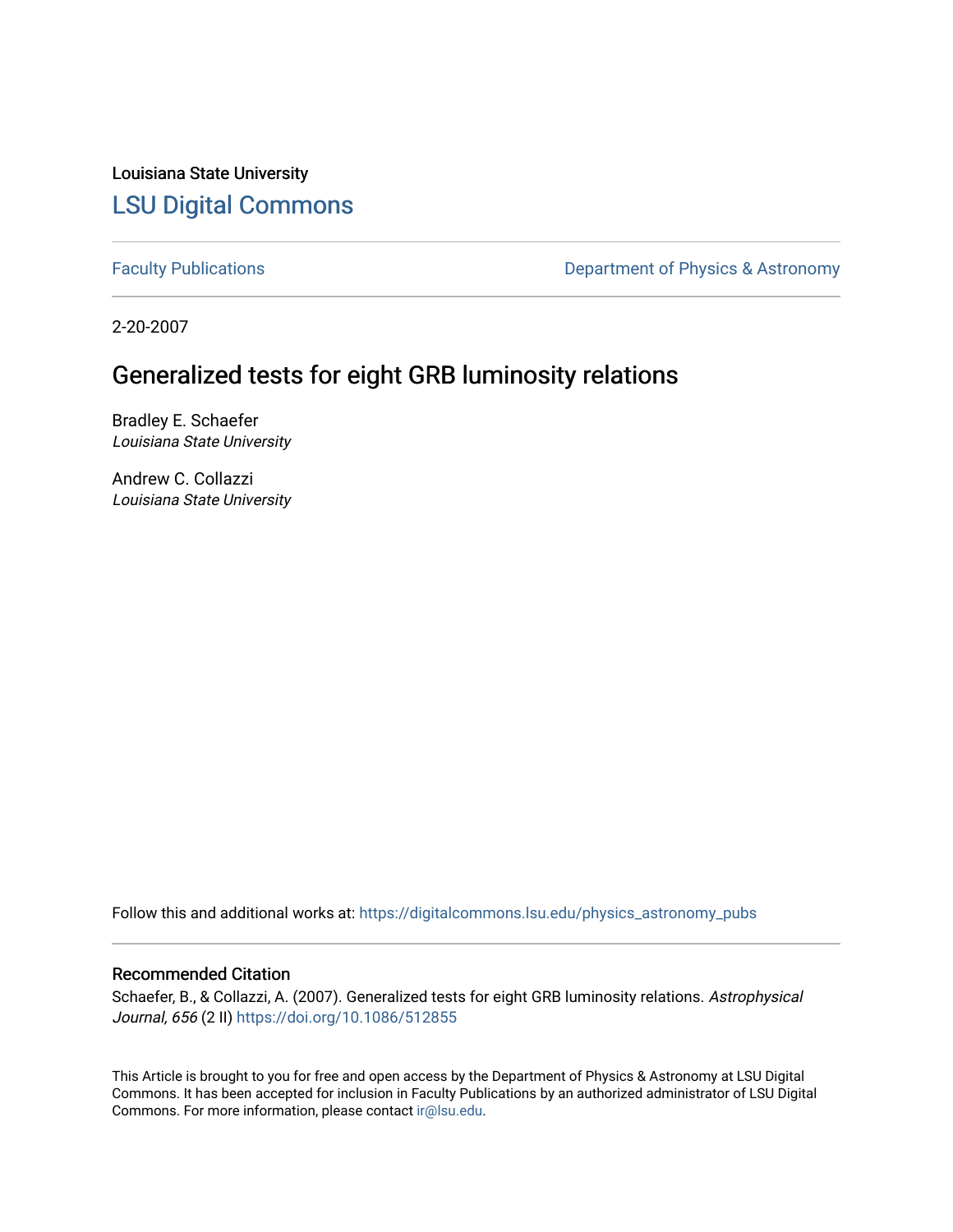Louisiana State University

# LSU Digital Commons

Faculty Publications | Department of Physics & Astronomy

2-20-2007

## Generalized tests for eight GRB luminosity relations

Bradley E. Schaefer
*Louisiana State University*

Andrew C. Collazzi
*Louisiana State University*

Follow this and additional works at: https://digitalcommons.lsu.edu/physics_astronomy_pubs

### Recommended Citation

Schaefer, B., & Collazzi, A. (2007). Generalized tests for eight GRB luminosity relations. *Astrophysical Journal, 656* (2 II) https://doi.org/10.1086/512855

This Article is brought to you for free and open access by the Department of Physics & Astronomy at LSU Digital Commons. It has been accepted for inclusion in Faculty Publications by an authorized administrator of LSU Digital Commons. For more information, please contact ir@lsu.edu.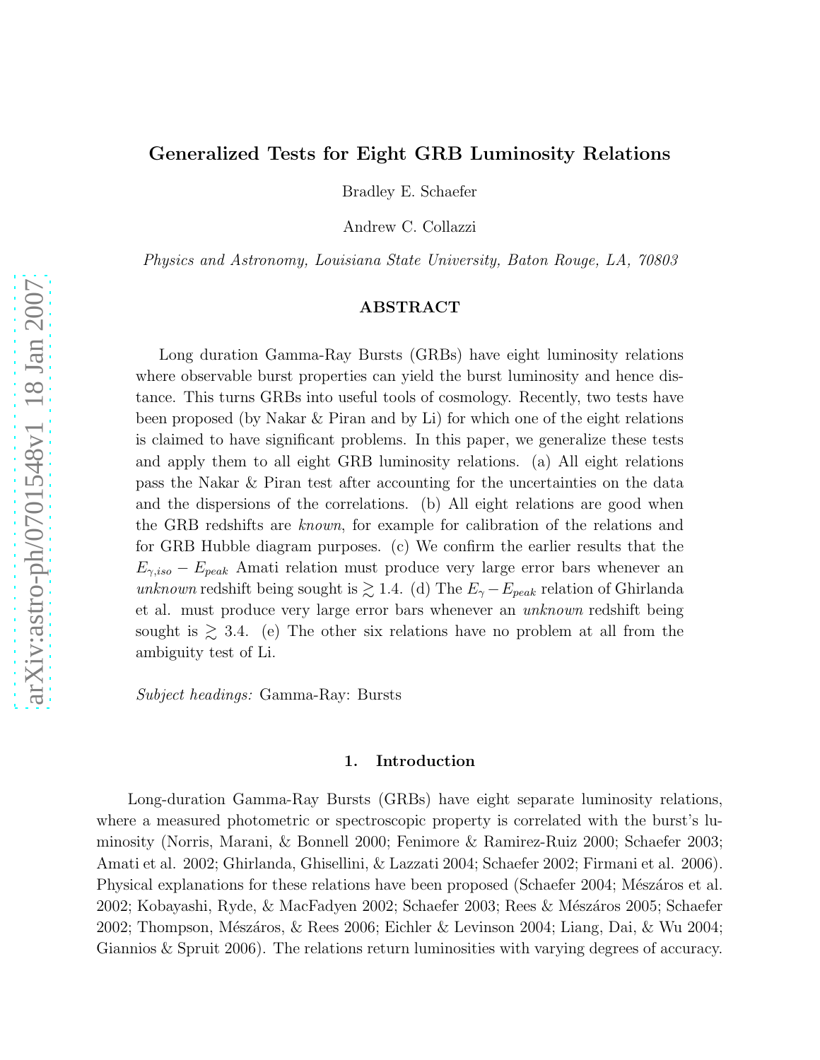# Generalized Tests for Eight GRB Luminosity Relations

Bradley E. Schaefer

Andrew C. Collazzi

*Physics and Astronomy, Louisiana State University, Baton Rouge, LA, 70803*

## ABSTRACT

Long duration Gamma-Ray Bursts (GRBs) have eight luminosity relations where observable burst properties can yield the burst luminosity and hence distance. This turns GRBs into useful tools of cosmology. Recently, two tests have been proposed (by Nakar & Piran and by Li) for which one of the eight relations is claimed to have significant problems. In this paper, we generalize these tests and apply them to all eight GRB luminosity relations. (a) All eight relations pass the Nakar & Piran test after accounting for the uncertainties on the data and the dispersions of the correlations. (b) All eight relations are good when the GRB redshifts are *known*, for example for calibration of the relations and for GRB Hubble diagram purposes. (c) We confirm the earlier results that the $E_{\gamma,iso} - E_{peak}$ Amati relation must produce very large error bars whenever an *unknown* redshift being sought is $\gtrsim 1.4$. (d) The $E_{\gamma} - E_{peak}$ relation of Ghirlanda et al. must produce very large error bars whenever an *unknown* redshift being sought is $\gtrsim 3.4$. (e) The other six relations have no problem at all from the ambiguity test of Li.

*Subject headings:* Gamma-Ray: Bursts

## 1. Introduction

Long-duration Gamma-Ray Bursts (GRBs) have eight separate luminosity relations, where a measured photometric or spectroscopic property is correlated with the burst's luminosity (Norris, Marani, & Bonnell 2000; Fenimore & Ramirez-Ruiz 2000; Schaefer 2003; Amati et al. 2002; Ghirlanda, Ghisellini, & Lazzati 2004; Schaefer 2002; Firmani et al. 2006). Physical explanations for these relations have been proposed (Schaefer 2004; Mészáros et al. 2002; Kobayashi, Ryde, & MacFadyen 2002; Schaefer 2003; Rees & Mészáros 2005; Schaefer 2002; Thompson, Mészáros, & Rees 2006; Eichler & Levinson 2004; Liang, Dai, & Wu 2004; Giannios & Spruit 2006). The relations return luminosities with varying degrees of accuracy.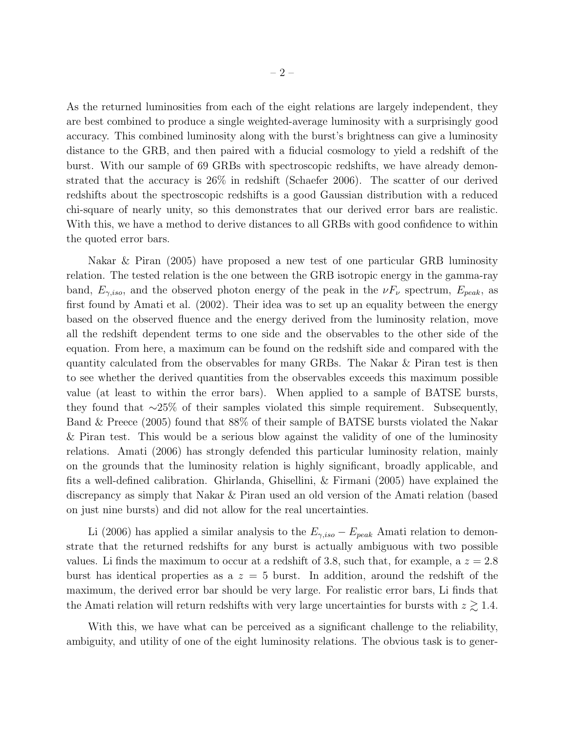As the returned luminosities from each of the eight relations are largely independent, they are best combined to produce a single weighted-average luminosity with a surprisingly good accuracy. This combined luminosity along with the burst's brightness can give a luminosity distance to the GRB, and then paired with a fiducial cosmology to yield a redshift of the burst. With our sample of 69 GRBs with spectroscopic redshifts, we have already demonstrated that the accuracy is 26% in redshift (Schaefer 2006). The scatter of our derived redshifts about the spectroscopic redshifts is a good Gaussian distribution with a reduced chi-square of nearly unity, so this demonstrates that our derived error bars are realistic. With this, we have a method to derive distances to all GRBs with good confidence to within the quoted error bars.

Nakar & Piran (2005) have proposed a new test of one particular GRB luminosity relation. The tested relation is the one between the GRB isotropic energy in the gamma-ray band, $E_{\gamma,iso}$, and the observed photon energy of the peak in the $\nu F_{\nu}$ spectrum, $E_{peak}$, as first found by Amati et al. (2002). Their idea was to set up an equality between the energy based on the observed fluence and the energy derived from the luminosity relation, move all the redshift dependent terms to one side and the observables to the other side of the equation. From here, a maximum can be found on the redshift side and compared with the quantity calculated from the observables for many GRBs. The Nakar & Piran test is then to see whether the derived quantities from the observables exceeds this maximum possible value (at least to within the error bars). When applied to a sample of BATSE bursts, they found that $\sim$25% of their samples violated this simple requirement. Subsequently, Band & Preece (2005) found that 88% of their sample of BATSE bursts violated the Nakar & Piran test. This would be a serious blow against the validity of one of the luminosity relations. Amati (2006) has strongly defended this particular luminosity relation, mainly on the grounds that the luminosity relation is highly significant, broadly applicable, and fits a well-defined calibration. Ghirlanda, Ghisellini, & Firmani (2005) have explained the discrepancy as simply that Nakar & Piran used an old version of the Amati relation (based on just nine bursts) and did not allow for the real uncertainties.

Li (2006) has applied a similar analysis to the $E_{\gamma,iso} - E_{peak}$ Amati relation to demonstrate that the returned redshifts for any burst is actually ambiguous with two possible values. Li finds the maximum to occur at a redshift of 3.8, such that, for example, a $z = 2.8$ burst has identical properties as a $z = 5$ burst. In addition, around the redshift of the maximum, the derived error bar should be very large. For realistic error bars, Li finds that the Amati relation will return redshifts with very large uncertainties for bursts with $z \gtrsim 1.4$.

With this, we have what can be perceived as a significant challenge to the reliability, ambiguity, and utility of one of the eight luminosity relations. The obvious task is to gener-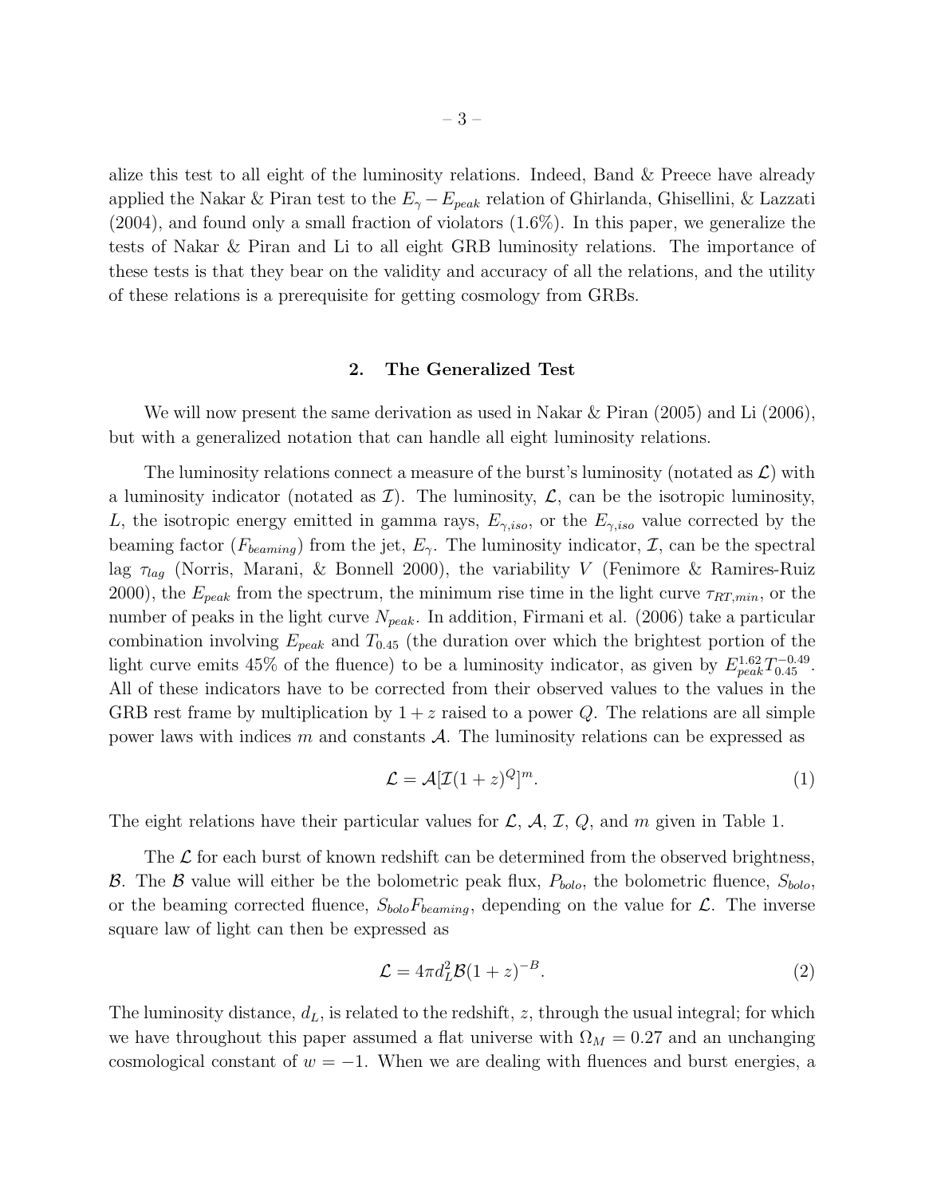alize this test to all eight of the luminosity relations. Indeed, Band & Preece have already applied the Nakar & Piran test to the $E_\gamma - E_{peak}$ relation of Ghirlanda, Ghisellini, & Lazzati (2004), and found only a small fraction of violators (1.6%). In this paper, we generalize the tests of Nakar & Piran and Li to all eight GRB luminosity relations. The importance of these tests is that they bear on the validity and accuracy of all the relations, and the utility of these relations is a prerequisite for getting cosmology from GRBs.

## 2. The Generalized Test

We will now present the same derivation as used in Nakar & Piran (2005) and Li (2006), but with a generalized notation that can handle all eight luminosity relations.

The luminosity relations connect a measure of the burst's luminosity (notated as $\mathcal{L}$) with a luminosity indicator (notated as $\mathcal{I}$). The luminosity, $\mathcal{L}$, can be the isotropic luminosity, $L$, the isotropic energy emitted in gamma rays, $E_{\gamma,iso}$, or the $E_{\gamma,iso}$ value corrected by the beaming factor ($F_{beaming}$) from the jet, $E_\gamma$. The luminosity indicator, $\mathcal{I}$, can be the spectral lag $\tau_{lag}$ (Norris, Marani, & Bonnell 2000), the variability $V$ (Fenimore & Ramires-Ruiz 2000), the $E_{peak}$ from the spectrum, the minimum rise time in the light curve $\tau_{RT,min}$, or the number of peaks in the light curve $N_{peak}$. In addition, Firmani et al. (2006) take a particular combination involving $E_{peak}$ and $T_{0.45}$ (the duration over which the brightest portion of the light curve emits 45% of the fluence) to be a luminosity indicator, as given by $E_{peak}^{1.62} T_{0.45}^{-0.49}$. All of these indicators have to be corrected from their observed values to the values in the GRB rest frame by multiplication by $1+z$ raised to a power $Q$. The relations are all simple power laws with indices $m$ and constants $\mathcal{A}$. The luminosity relations can be expressed as

$$\mathcal{L} = \mathcal{A}[\mathcal{I}(1+z)^Q]^m. \tag{1}$$

The eight relations have their particular values for $\mathcal{L}$, $\mathcal{A}$, $\mathcal{I}$, $Q$, and $m$ given in Table 1.

The $\mathcal{L}$ for each burst of known redshift can be determined from the observed brightness, $\mathcal{B}$. The $\mathcal{B}$ value will either be the bolometric peak flux, $P_{bolo}$, the bolometric fluence, $S_{bolo}$, or the beaming corrected fluence, $S_{bolo}F_{beaming}$, depending on the value for $\mathcal{L}$. The inverse square law of light can then be expressed as

$$\mathcal{L} = 4\pi d_L^2 \mathcal{B}(1+z)^{-B}. \tag{2}$$

The luminosity distance, $d_L$, is related to the redshift, $z$, through the usual integral; for which we have throughout this paper assumed a flat universe with $\Omega_M = 0.27$ and an unchanging cosmological constant of $w = -1$. When we are dealing with fluences and burst energies, a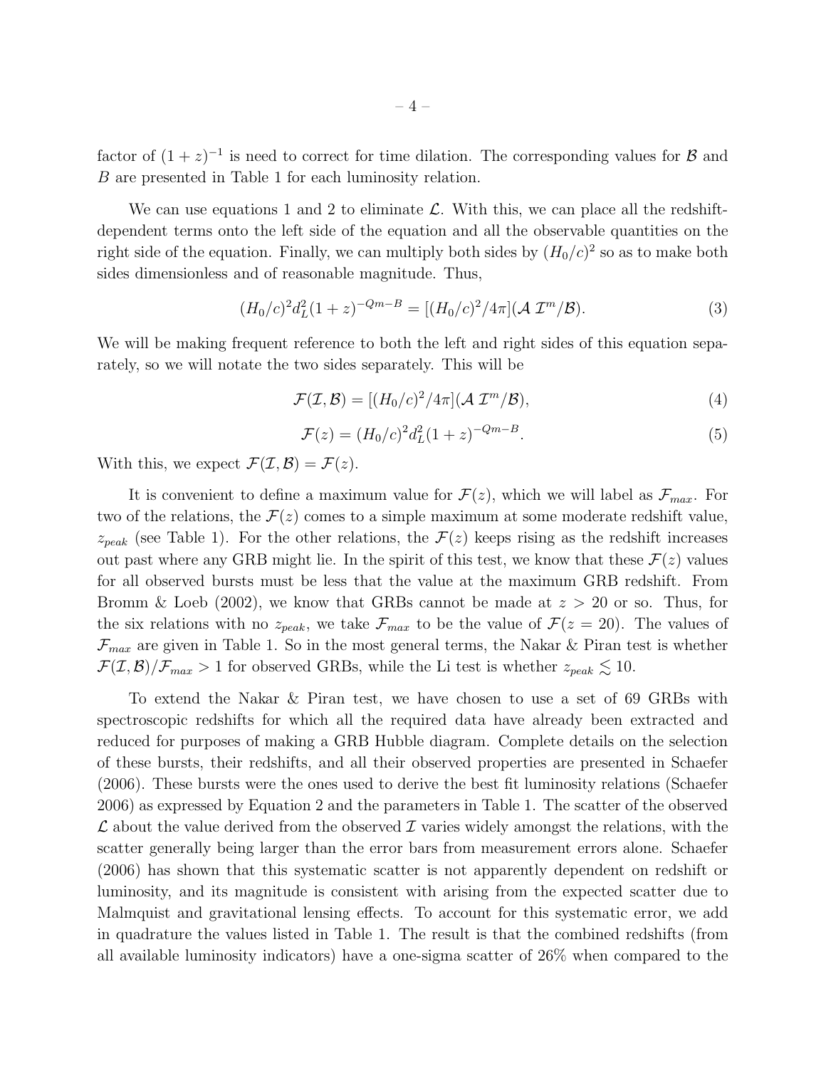factor of $(1+z)^{-1}$ is need to correct for time dilation. The corresponding values for $\mathcal{B}$ and $B$ are presented in Table 1 for each luminosity relation.

We can use equations 1 and 2 to eliminate $\mathcal{L}$. With this, we can place all the redshift-dependent terms onto the left side of the equation and all the observable quantities on the right side of the equation. Finally, we can multiply both sides by $(H_0/c)^2$ so as to make both sides dimensionless and of reasonable magnitude. Thus,

$$(H_0/c)^2 d_L^2 (1+z)^{-Qm-B} = [(H_0/c)^2/4\pi](\mathcal{A}\,\mathcal{I}^m/\mathcal{B}). \tag{3}$$

We will be making frequent reference to both the left and right sides of this equation separately, so we will notate the two sides separately. This will be

$$\mathcal{F}(\mathcal{I},\mathcal{B}) = [(H_0/c)^2/4\pi](\mathcal{A}\,\mathcal{I}^m/\mathcal{B}), \tag{4}$$

$$\mathcal{F}(z) = (H_0/c)^2 d_L^2 (1+z)^{-Qm-B}. \tag{5}$$

With this, we expect $\mathcal{F}(\mathcal{I},\mathcal{B}) = \mathcal{F}(z)$.

It is convenient to define a maximum value for $\mathcal{F}(z)$, which we will label as $\mathcal{F}_{max}$. For two of the relations, the $\mathcal{F}(z)$ comes to a simple maximum at some moderate redshift value, $z_{peak}$ (see Table 1). For the other relations, the $\mathcal{F}(z)$ keeps rising as the redshift increases out past where any GRB might lie. In the spirit of this test, we know that these $\mathcal{F}(z)$ values for all observed bursts must be less that the value at the maximum GRB redshift. From Bromm & Loeb (2002), we know that GRBs cannot be made at $z > 20$ or so. Thus, for the six relations with no $z_{peak}$, we take $\mathcal{F}_{max}$ to be the value of $\mathcal{F}(z=20)$. The values of $\mathcal{F}_{max}$ are given in Table 1. So in the most general terms, the Nakar & Piran test is whether $\mathcal{F}(\mathcal{I},\mathcal{B})/\mathcal{F}_{max} > 1$ for observed GRBs, while the Li test is whether $z_{peak} \lesssim 10$.

To extend the Nakar & Piran test, we have chosen to use a set of 69 GRBs with spectroscopic redshifts for which all the required data have already been extracted and reduced for purposes of making a GRB Hubble diagram. Complete details on the selection of these bursts, their redshifts, and all their observed properties are presented in Schaefer (2006). These bursts were the ones used to derive the best fit luminosity relations (Schaefer 2006) as expressed by Equation 2 and the parameters in Table 1. The scatter of the observed $\mathcal{L}$ about the value derived from the observed $\mathcal{I}$ varies widely amongst the relations, with the scatter generally being larger than the error bars from measurement errors alone. Schaefer (2006) has shown that this systematic scatter is not apparently dependent on redshift or luminosity, and its magnitude is consistent with arising from the expected scatter due to Malmquist and gravitational lensing effects. To account for this systematic error, we add in quadrature the values listed in Table 1. The result is that the combined redshifts (from all available luminosity indicators) have a one-sigma scatter of 26% when compared to the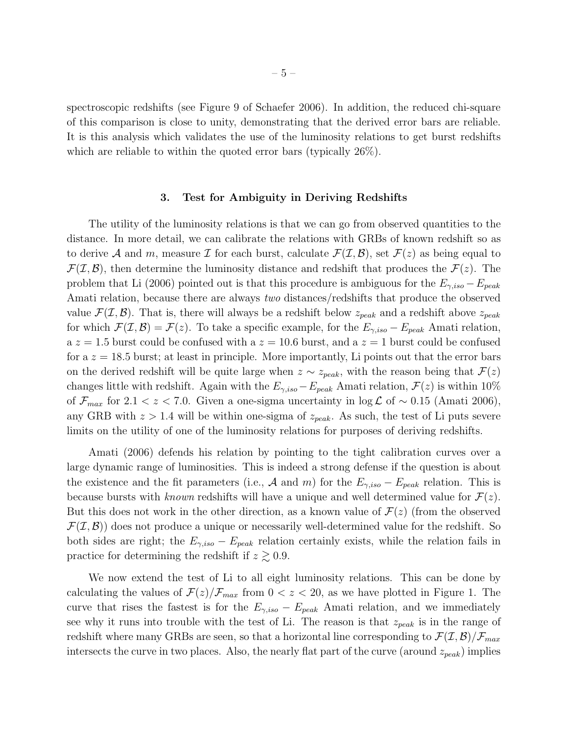spectroscopic redshifts (see Figure 9 of Schaefer 2006). In addition, the reduced chi-square of this comparison is close to unity, demonstrating that the derived error bars are reliable. It is this analysis which validates the use of the luminosity relations to get burst redshifts which are reliable to within the quoted error bars (typically 26%).

## 3. Test for Ambiguity in Deriving Redshifts

The utility of the luminosity relations is that we can go from observed quantities to the distance. In more detail, we can calibrate the relations with GRBs of known redshift so as to derive $\mathcal{A}$ and $m$, measure $\mathcal{I}$ for each burst, calculate $\mathcal{F}(\mathcal{I}, \mathcal{B})$, set $\mathcal{F}(z)$ as being equal to $\mathcal{F}(\mathcal{I}, \mathcal{B})$, then determine the luminosity distance and redshift that produces the $\mathcal{F}(z)$. The problem that Li (2006) pointed out is that this procedure is ambiguous for the $E_{\gamma,iso} - E_{peak}$ Amati relation, because there are always *two* distances/redshifts that produce the observed value $\mathcal{F}(\mathcal{I}, \mathcal{B})$. That is, there will always be a redshift below $z_{peak}$ and a redshift above $z_{peak}$ for which $\mathcal{F}(\mathcal{I}, \mathcal{B}) = \mathcal{F}(z)$. To take a specific example, for the $E_{\gamma,iso} - E_{peak}$ Amati relation, a $z = 1.5$ burst could be confused with a $z = 10.6$ burst, and a $z = 1$ burst could be confused for a $z = 18.5$ burst; at least in principle. More importantly, Li points out that the error bars on the derived redshift will be quite large when $z \sim z_{peak}$, with the reason being that $\mathcal{F}(z)$ changes little with redshift. Again with the $E_{\gamma,iso} - E_{peak}$ Amati relation, $\mathcal{F}(z)$ is within 10% of $\mathcal{F}_{max}$ for $2.1 < z < 7.0$. Given a one-sigma uncertainty in $\log \mathcal{L}$ of $\sim 0.15$ (Amati 2006), any GRB with $z > 1.4$ will be within one-sigma of $z_{peak}$. As such, the test of Li puts severe limits on the utility of one of the luminosity relations for purposes of deriving redshifts.

Amati (2006) defends his relation by pointing to the tight calibration curves over a large dynamic range of luminosities. This is indeed a strong defense if the question is about the existence and the fit parameters (i.e., $\mathcal{A}$ and $m$) for the $E_{\gamma,iso} - E_{peak}$ relation. This is because bursts with *known* redshifts will have a unique and well determined value for $\mathcal{F}(z)$. But this does not work in the other direction, as a known value of $\mathcal{F}(z)$ (from the observed $\mathcal{F}(\mathcal{I}, \mathcal{B})$) does not produce a unique or necessarily well-determined value for the redshift. So both sides are right; the $E_{\gamma,iso} - E_{peak}$ relation certainly exists, while the relation fails in practice for determining the redshift if $z \gtrsim 0.9$.

We now extend the test of Li to all eight luminosity relations. This can be done by calculating the values of $\mathcal{F}(z)/\mathcal{F}_{max}$ from $0 < z < 20$, as we have plotted in Figure 1. The curve that rises the fastest is for the $E_{\gamma,iso} - E_{peak}$ Amati relation, and we immediately see why it runs into trouble with the test of Li. The reason is that $z_{peak}$ is in the range of redshift where many GRBs are seen, so that a horizontal line corresponding to $\mathcal{F}(\mathcal{I}, \mathcal{B})/\mathcal{F}_{max}$ intersects the curve in two places. Also, the nearly flat part of the curve (around $z_{peak}$) implies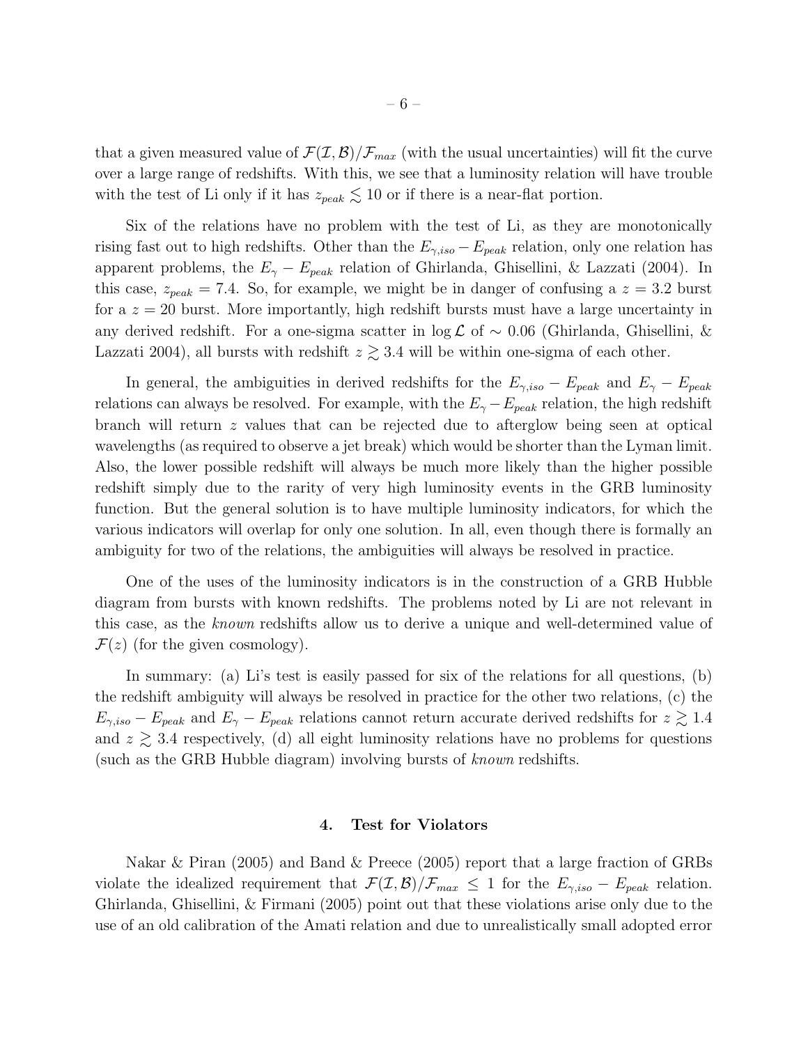that a given measured value of $\mathcal{F}(\mathcal{I}, \mathcal{B})/\mathcal{F}_{max}$ (with the usual uncertainties) will fit the curve over a large range of redshifts. With this, we see that a luminosity relation will have trouble with the test of Li only if it has $z_{peak} \lesssim 10$ or if there is a near-flat portion.

Six of the relations have no problem with the test of Li, as they are monotonically rising fast out to high redshifts. Other than the $E_{\gamma,iso} - E_{peak}$ relation, only one relation has apparent problems, the $E_{\gamma} - E_{peak}$ relation of Ghirlanda, Ghisellini, & Lazzati (2004). In this case, $z_{peak} = 7.4$. So, for example, we might be in danger of confusing a $z = 3.2$ burst for a $z = 20$ burst. More importantly, high redshift bursts must have a large uncertainty in any derived redshift. For a one-sigma scatter in $\log \mathcal{L}$ of $\sim 0.06$ (Ghirlanda, Ghisellini, & Lazzati 2004), all bursts with redshift $z \gtrsim 3.4$ will be within one-sigma of each other.

In general, the ambiguities in derived redshifts for the $E_{\gamma,iso} - E_{peak}$ and $E_{\gamma} - E_{peak}$ relations can always be resolved. For example, with the $E_{\gamma} - E_{peak}$ relation, the high redshift branch will return $z$ values that can be rejected due to afterglow being seen at optical wavelengths (as required to observe a jet break) which would be shorter than the Lyman limit. Also, the lower possible redshift will always be much more likely than the higher possible redshift simply due to the rarity of very high luminosity events in the GRB luminosity function. But the general solution is to have multiple luminosity indicators, for which the various indicators will overlap for only one solution. In all, even though there is formally an ambiguity for two of the relations, the ambiguities will always be resolved in practice.

One of the uses of the luminosity indicators is in the construction of a GRB Hubble diagram from bursts with known redshifts. The problems noted by Li are not relevant in this case, as the *known* redshifts allow us to derive a unique and well-determined value of $\mathcal{F}(z)$ (for the given cosmology).

In summary: (a) Li's test is easily passed for six of the relations for all questions, (b) the redshift ambiguity will always be resolved in practice for the other two relations, (c) the $E_{\gamma,iso} - E_{peak}$ and $E_{\gamma} - E_{peak}$ relations cannot return accurate derived redshifts for $z \gtrsim 1.4$ and $z \gtrsim 3.4$ respectively, (d) all eight luminosity relations have no problems for questions (such as the GRB Hubble diagram) involving bursts of *known* redshifts.

## 4. Test for Violators

Nakar & Piran (2005) and Band & Preece (2005) report that a large fraction of GRBs violate the idealized requirement that $\mathcal{F}(\mathcal{I}, \mathcal{B})/\mathcal{F}_{max} \leq 1$ for the $E_{\gamma,iso} - E_{peak}$ relation. Ghirlanda, Ghisellini, & Firmani (2005) point out that these violations arise only due to the use of an old calibration of the Amati relation and due to unrealistically small adopted error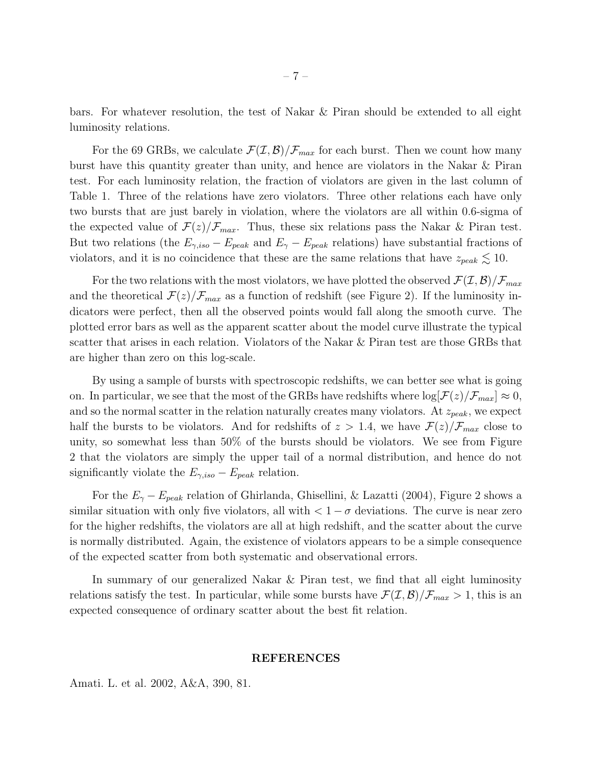bars. For whatever resolution, the test of Nakar & Piran should be extended to all eight luminosity relations.

For the 69 GRBs, we calculate $\mathcal{F}(\mathcal{I},\mathcal{B})/\mathcal{F}_{max}$ for each burst. Then we count how many burst have this quantity greater than unity, and hence are violators in the Nakar & Piran test. For each luminosity relation, the fraction of violators are given in the last column of Table 1. Three of the relations have zero violators. Three other relations each have only two bursts that are just barely in violation, where the violators are all within 0.6-sigma of the expected value of $\mathcal{F}(z)/\mathcal{F}_{max}$. Thus, these six relations pass the Nakar & Piran test. But two relations (the $E_{\gamma,iso} - E_{peak}$ and $E_{\gamma} - E_{peak}$ relations) have substantial fractions of violators, and it is no coincidence that these are the same relations that have $z_{peak} \lesssim 10$.

For the two relations with the most violators, we have plotted the observed $\mathcal{F}(\mathcal{I},\mathcal{B})/\mathcal{F}_{max}$ and the theoretical $\mathcal{F}(z)/\mathcal{F}_{max}$ as a function of redshift (see Figure 2). If the luminosity indicators were perfect, then all the observed points would fall along the smooth curve. The plotted error bars as well as the apparent scatter about the model curve illustrate the typical scatter that arises in each relation. Violators of the Nakar & Piran test are those GRBs that are higher than zero on this log-scale.

By using a sample of bursts with spectroscopic redshifts, we can better see what is going on. In particular, we see that the most of the GRBs have redshifts where $\log[\mathcal{F}(z)/\mathcal{F}_{max}] \approx 0$, and so the normal scatter in the relation naturally creates many violators. At $z_{peak}$, we expect half the bursts to be violators. And for redshifts of $z > 1.4$, we have $\mathcal{F}(z)/\mathcal{F}_{max}$ close to unity, so somewhat less than 50% of the bursts should be violators. We see from Figure 2 that the violators are simply the upper tail of a normal distribution, and hence do not significantly violate the $E_{\gamma,iso} - E_{peak}$ relation.

For the $E_{\gamma} - E_{peak}$ relation of Ghirlanda, Ghisellini, & Lazatti (2004), Figure 2 shows a similar situation with only five violators, all with $< 1-\sigma$ deviations. The curve is near zero for the higher redshifts, the violators are all at high redshift, and the scatter about the curve is normally distributed. Again, the existence of violators appears to be a simple consequence of the expected scatter from both systematic and observational errors.

In summary of our generalized Nakar & Piran test, we find that all eight luminosity relations satisfy the test. In particular, while some bursts have $\mathcal{F}(\mathcal{I},\mathcal{B})/\mathcal{F}_{max} > 1$, this is an expected consequence of ordinary scatter about the best fit relation.

## REFERENCES

Amati. L. et al. 2002, A&A, 390, 81.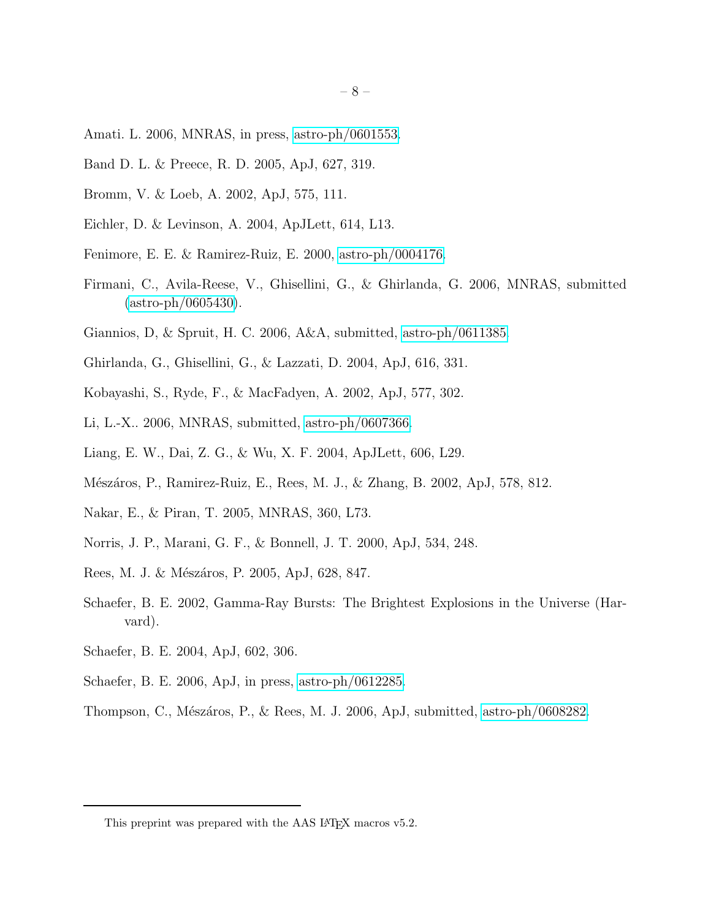Amati. L. 2006, MNRAS, in press, astro-ph/0601553.

Band D. L. & Preece, R. D. 2005, ApJ, 627, 319.

Bromm, V. & Loeb, A. 2002, ApJ, 575, 111.

Eichler, D. & Levinson, A. 2004, ApJLett, 614, L13.

Fenimore, E. E. & Ramirez-Ruiz, E. 2000, astro-ph/0004176.

Firmani, C., Avila-Reese, V., Ghisellini, G., & Ghirlanda, G. 2006, MNRAS, submitted (astro-ph/0605430).

Giannios, D, & Spruit, H. C. 2006, A&A, submitted, astro-ph/0611385.

Ghirlanda, G., Ghisellini, G., & Lazzati, D. 2004, ApJ, 616, 331.

Kobayashi, S., Ryde, F., & MacFadyen, A. 2002, ApJ, 577, 302.

Li, L.-X.. 2006, MNRAS, submitted, astro-ph/0607366.

Liang, E. W., Dai, Z. G., & Wu, X. F. 2004, ApJLett, 606, L29.

Mészáros, P., Ramirez-Ruiz, E., Rees, M. J., & Zhang, B. 2002, ApJ, 578, 812.

Nakar, E., & Piran, T. 2005, MNRAS, 360, L73.

Norris, J. P., Marani, G. F., & Bonnell, J. T. 2000, ApJ, 534, 248.

Rees, M. J. & Mészáros, P. 2005, ApJ, 628, 847.

Schaefer, B. E. 2002, Gamma-Ray Bursts: The Brightest Explosions in the Universe (Harvard).

Schaefer, B. E. 2004, ApJ, 602, 306.

Schaefer, B. E. 2006, ApJ, in press, astro-ph/0612285.

Thompson, C., Mészáros, P., & Rees, M. J. 2006, ApJ, submitted, astro-ph/0608282.

This preprint was prepared with the AAS LaTeX macros v5.2.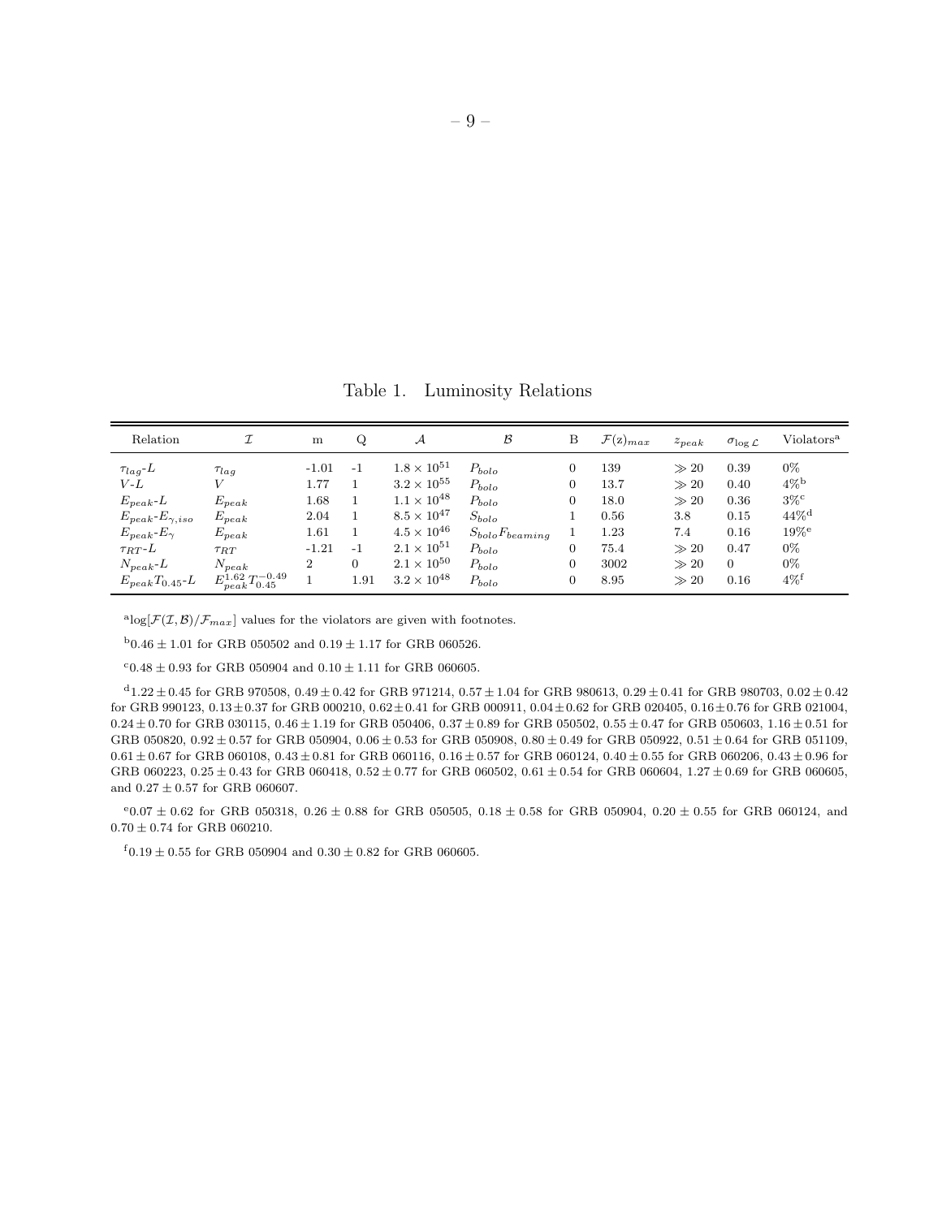Table 1. Luminosity Relations

| Relation | $\mathcal{I}$ | m | Q | $\mathcal{A}$ | $\mathcal{B}$ | B | $\mathcal{F}(z)_{max}$ | $z_{peak}$ | $\sigma_{\log\mathcal{L}}$ | Violators[a] |
|---|---|---|---|---|---|---|---|---|---|---|
| $\tau_{lag}$-$L$ | $\tau_{lag}$ | -1.01 | -1 | $1.8\times10^{51}$ | $P_{bolo}$ | 0 | 139 | $\gg 20$ | 0.39 | 0% |
| $V$-$L$ | $V$ | 1.77 | 1 | $3.2\times10^{55}$ | $P_{bolo}$ | 0 | 13.7 | $\gg 20$ | 0.40 | 4%[b] |
| $E_{peak}$-$L$ | $E_{peak}$ | 1.68 | 1 | $1.1\times10^{48}$ | $P_{bolo}$ | 0 | 18.0 | $\gg 20$ | 0.36 | 3%[c] |
| $E_{peak}$-$E_{\gamma,iso}$ | $E_{peak}$ | 2.04 | 1 | $8.5\times10^{47}$ | $S_{bolo}$ | 1 | 0.56 | 3.8 | 0.15 | 44%[d] |
| $E_{peak}$-$E_{\gamma}$ | $E_{peak}$ | 1.61 | 1 | $4.5\times10^{46}$ | $S_{bolo}F_{beaming}$ | 1 | 1.23 | 7.4 | 0.16 | 19%[e] |
| $\tau_{RT}$-$L$ | $\tau_{RT}$ | -1.21 | -1 | $2.1\times10^{51}$ | $P_{bolo}$ | 0 | 75.4 | $\gg 20$ | 0.47 | 0% |
| $N_{peak}$-$L$ | $N_{peak}$ | 2 | 0 | $2.1\times10^{50}$ | $P_{bolo}$ | 0 | 3002 | $\gg 20$ | 0 | 0% |
| $E_{peak}T_{0.45}$-$L$ | $E_{peak}^{1.62}T_{0.45}^{-0.49}$ | 1 | 1.91 | $3.2\times10^{48}$ | $P_{bolo}$ | 0 | 8.95 | $\gg 20$ | 0.16 | 4%[f] |

[a] $\log[\mathcal{F}(\mathcal{I},\mathcal{B})/\mathcal{F}_{max}]$ values for the violators are given with footnotes.

[b] $0.46\pm1.01$ for GRB 050502 and $0.19\pm1.17$ for GRB 060526.

[c] $0.48\pm0.93$ for GRB 050904 and $0.10\pm1.11$ for GRB 060605.

[d] $1.22\pm0.45$ for GRB 970508, $0.49\pm0.42$ for GRB 971214, $0.57\pm1.04$ for GRB 980613, $0.29\pm0.41$ for GRB 980703, $0.02\pm0.42$ for GRB 990123, $0.13\pm0.37$ for GRB 000210, $0.62\pm0.41$ for GRB 000911, $0.04\pm0.62$ for GRB 020405, $0.16\pm0.76$ for GRB 021004, $0.24\pm0.70$ for GRB 030115, $0.46\pm1.19$ for GRB 050406, $0.37\pm0.89$ for GRB 050502, $0.55\pm0.47$ for GRB 050603, $1.16\pm0.51$ for GRB 050820, $0.92\pm0.57$ for GRB 050904, $0.06\pm0.53$ for GRB 050908, $0.80\pm0.49$ for GRB 050922, $0.51\pm0.64$ for GRB 051109, $0.61\pm0.67$ for GRB 060108, $0.43\pm0.81$ for GRB 060116, $0.16\pm0.57$ for GRB 060124, $0.40\pm0.55$ for GRB 060206, $0.43\pm0.96$ for GRB 060223, $0.25\pm0.43$ for GRB 060418, $0.52\pm0.77$ for GRB 060502, $0.61\pm0.54$ for GRB 060604, $1.27\pm0.69$ for GRB 060605, and $0.27\pm0.57$ for GRB 060607.

[e] $0.07\pm0.62$ for GRB 050318, $0.26\pm0.88$ for GRB 050505, $0.18\pm0.58$ for GRB 050904, $0.20\pm0.55$ for GRB 060124, and $0.70\pm0.74$ for GRB 060210.

[f] $0.19\pm0.55$ for GRB 050904 and $0.30\pm0.82$ for GRB 060605.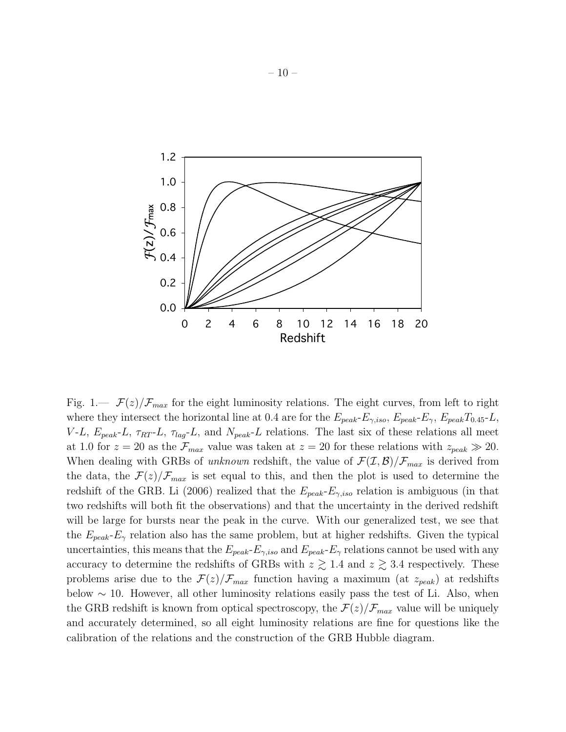Fig. 1.— $\mathcal{F}(z)/\mathcal{F}_{max}$ for the eight luminosity relations. The eight curves, from left to right where they intersect the horizontal line at 0.4 are for the $E_{peak}$-$E_{\gamma,iso}$, $E_{peak}$-$E_{\gamma}$, $E_{peak}T_{0.45}$-$L$, $V$-$L$, $E_{peak}$-$L$, $\tau_{RT}$-$L$, $\tau_{lag}$-$L$, and $N_{peak}$-$L$ relations. The last six of these relations all meet at 1.0 for $z = 20$ as the $\mathcal{F}_{max}$ value was taken at $z = 20$ for these relations with $z_{peak} \gg 20$. When dealing with GRBs of *unknown* redshift, the value of $\mathcal{F}(\mathcal{I}, \mathcal{B})/\mathcal{F}_{max}$ is derived from the data, the $\mathcal{F}(z)/\mathcal{F}_{max}$ is set equal to this, and then the plot is used to determine the redshift of the GRB. Li (2006) realized that the $E_{peak}$-$E_{\gamma,iso}$ relation is ambiguous (in that two redshifts will both fit the observations) and that the uncertainty in the derived redshift will be large for bursts near the peak in the curve. With our generalized test, we see that the $E_{peak}$-$E_{\gamma}$ relation also has the same problem, but at higher redshifts. Given the typical uncertainties, this means that the $E_{peak}$-$E_{\gamma,iso}$ and $E_{peak}$-$E_{\gamma}$ relations cannot be used with any accuracy to determine the redshifts of GRBs with $z \gtrsim 1.4$ and $z \gtrsim 3.4$ respectively. These problems arise due to the $\mathcal{F}(z)/\mathcal{F}_{max}$ function having a maximum (at $z_{peak}$) at redshifts below $\sim 10$. However, all other luminosity relations easily pass the test of Li. Also, when the GRB redshift is known from optical spectroscopy, the $\mathcal{F}(z)/\mathcal{F}_{max}$ value will be uniquely and accurately determined, so all eight luminosity relations are fine for questions like the calibration of the relations and the construction of the GRB Hubble diagram.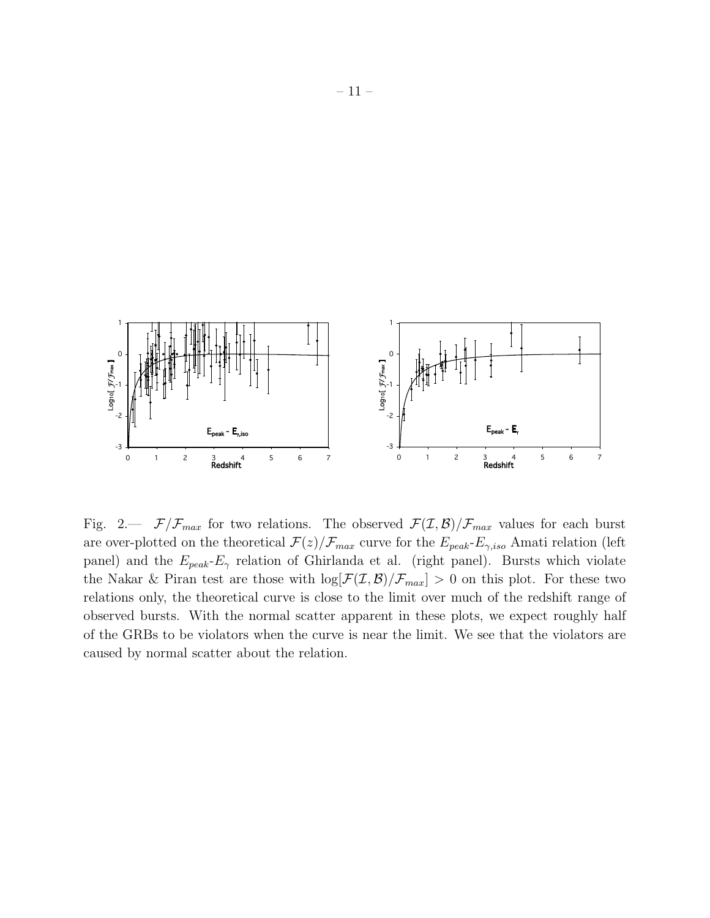1
0
-1
-2
-3
Log10[ $\mathcal{F}/\mathcal{F}_{max}$ ]
0 1 2 3 4 5 6 7
Redshift
$E_{peak}$ - $E_{\gamma,iso}$

1
0
-1
-2
-3
Log10[ $\mathcal{F}/\mathcal{F}_{max}$ ]
0 1 2 3 4 5 6 7
Redshift
$E_{peak}$ - $E_{\gamma}$

Fig. 2.— $\mathcal{F}/\mathcal{F}_{max}$ for two relations. The observed $\mathcal{F}(\mathcal{I}, \mathcal{B})/\mathcal{F}_{max}$ values for each burst are over-plotted on the theoretical $\mathcal{F}(z)/\mathcal{F}_{max}$ curve for the $E_{peak}$-$E_{\gamma,iso}$ Amati relation (left panel) and the $E_{peak}$-$E_{\gamma}$ relation of Ghirlanda et al. (right panel). Bursts which violate the Nakar & Piran test are those with $\log[\mathcal{F}(\mathcal{I}, \mathcal{B})/\mathcal{F}_{max}] > 0$ on this plot. For these two relations only, the theoretical curve is close to the limit over much of the redshift range of observed bursts. With the normal scatter apparent in these plots, we expect roughly half of the GRBs to be violators when the curve is near the limit. We see that the violators are caused by normal scatter about the relation.